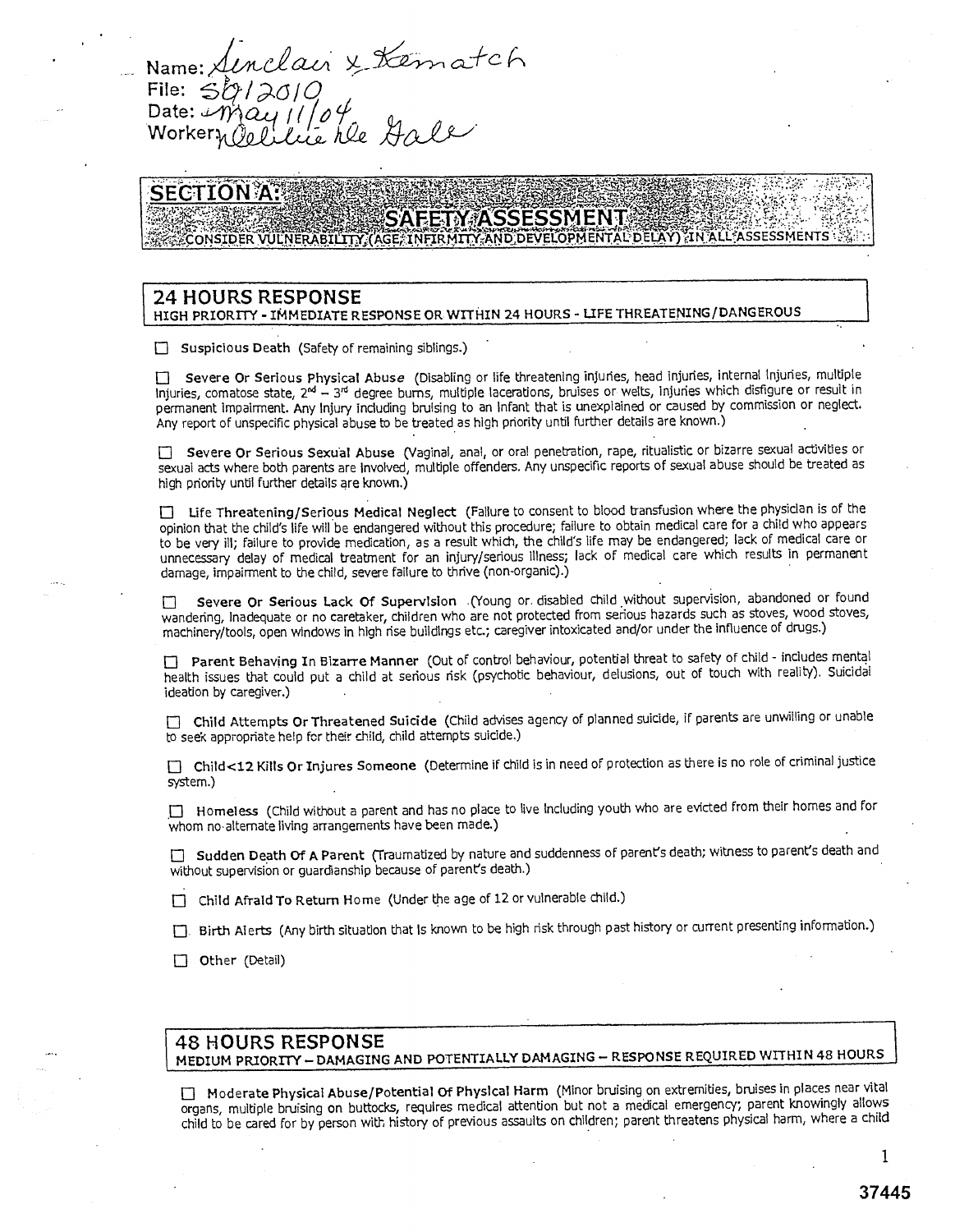Name: Sinclair x Kematch
File: SG/2010
Date: May 11/04
Worker: Delilia Ne Gale

## SECTION A:

## SAFETY ASSESSMENT

CONSIDER VULNERABILITY (AGE, INFIRMITY AND DEVELOPMENTAL DELAY) IN ALL ASSESSMENTS

### 24 HOURS RESPONSE

HIGH PRIORITY - IMMEDIATE RESPONSE OR WITHIN 24 HOURS - LIFE THREATENING/DANGEROUS

☐ **Suspicious Death** (Safety of remaining siblings.)

☐ **Severe Or Serious Physical Abuse** (Disabling or life threatening injuries, head injuries, internal injuries, multiple injuries, comatose state, 2nd – 3rd degree burns, multiple lacerations, bruises or welts, injuries which disfigure or result in permanent impairment. Any injury including bruising to an infant that is unexplained or caused by commission or neglect. Any report of unspecific physical abuse to be treated as high priority until further details are known.)

☐ **Severe Or Serious Sexual Abuse** (Vaginal, anal, or oral penetration, rape, ritualistic or bizarre sexual activities or sexual acts where both parents are involved, multiple offenders. Any unspecific reports of sexual abuse should be treated as high priority until further details are known.)

☐ **Life Threatening/Serious Medical Neglect** (Failure to consent to blood transfusion where the physician is of the opinion that the child's life will be endangered without this procedure; failure to obtain medical care for a child who appears to be very ill; failure to provide medication, as a result which, the child's life may be endangered; lack of medical care or unnecessary delay of medical treatment for an injury/serious illness; lack of medical care which results in permanent damage, impairment to the child, severe failure to thrive (non-organic).)

☐ **Severe Or Serious Lack Of Supervision** (Young or disabled child without supervision, abandoned or found wandering, inadequate or no caretaker, children who are not protected from serious hazards such as stoves, wood stoves, machinery/tools, open windows in high rise buildings etc.; caregiver intoxicated and/or under the influence of drugs.)

☐ **Parent Behaving In Bizarre Manner** (Out of control behaviour, potential threat to safety of child - includes mental health issues that could put a child at serious risk (psychotic behaviour, delusions, out of touch with reality). Suicidal ideation by caregiver.)

☐ **Child Attempts Or Threatened Suicide** (Child advises agency of planned suicide, if parents are unwilling or unable to seek appropriate help for their child, child attempts suicide.)

☐ **Child<12 Kills Or Injures Someone** (Determine if child is in need of protection as there is no role of criminal justice system.)

☐ **Homeless** (Child without a parent and has no place to live including youth who are evicted from their homes and for whom no alternate living arrangements have been made.)

☐ **Sudden Death Of A Parent** (Traumatized by nature and suddenness of parent's death; witness to parent's death and without supervision or guardianship because of parent's death.)

☐ **Child Afraid To Return Home** (Under the age of 12 or vulnerable child.)

☐ **Birth Alerts** (Any birth situation that is known to be high risk through past history or current presenting information.)

☐ **Other** (Detail)

### 48 HOURS RESPONSE

MEDIUM PRIORITY – DAMAGING AND POTENTIALLY DAMAGING – RESPONSE REQUIRED WITHIN 48 HOURS

☐ **Moderate Physical Abuse/Potential Of Physical Harm** (Minor bruising on extremities, bruises in places near vital organs, multiple bruising on buttocks, requires medical attention but not a medical emergency; parent knowingly allows child to be cared for by person with history of previous assaults on children; parent threatens physical harm, where a child

37445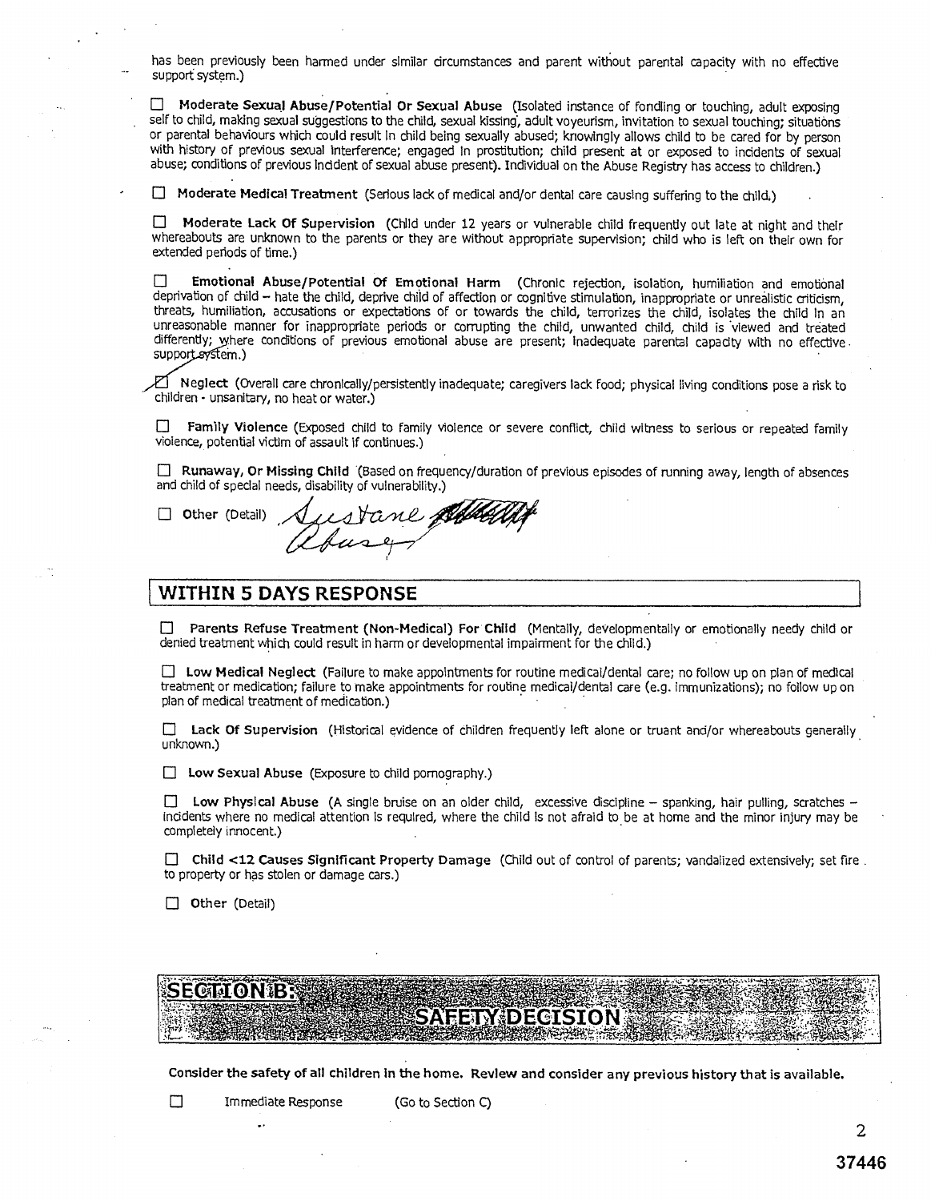has been previously been harmed under similar circumstances and parent without parental capacity with no effective support system.)

☐ **Moderate Sexual Abuse/Potential Or Sexual Abuse** (Isolated instance of fondling or touching, adult exposing self to child, making sexual suggestions to the child, sexual kissing, adult voyeurism, invitation to sexual touching; situations or parental behaviours which could result in child being sexually abused; knowingly allows child to be cared for by person with history of previous sexual interference; engaged in prostitution; child present at or exposed to incidents of sexual abuse; conditions of previous incident of sexual abuse present). Individual on the Abuse Registry has access to children.)

☐ **Moderate Medical Treatment** (Serious lack of medical and/or dental care causing suffering to the child.)

☐ **Moderate Lack Of Supervision** (Child under 12 years or vulnerable child frequently out late at night and their whereabouts are unknown to the parents or they are without appropriate supervision; child who is left on their own for extended periods of time.)

☐ **Emotional Abuse/Potential Of Emotional Harm** (Chronic rejection, isolation, humiliation and emotional deprivation of child – hate the child, deprive child of affection or cognitive stimulation, inappropriate or unrealistic criticism, threats, humiliation, accusations or expectations of or towards the child, terrorizes the child, isolates the child in an unreasonable manner for inappropriate periods or corrupting the child, unwanted child, child is viewed and treated differently; where conditions of previous emotional abuse are present; inadequate parental capacity with no effective support system.)

☑ **Neglect** (Overall care chronically/persistently inadequate; caregivers lack food; physical living conditions pose a risk to children - unsanitary, no heat or water.)

☐ **Family Violence** (Exposed child to family violence or severe conflict, child witness to serious or repeated family violence, potential victim of assault if continues.)

☐ **Runaway, Or Missing Child** (Based on frequency/duration of previous episodes of running away, length of absences and child of special needs, disability of vulnerability.)

☐ **Other** (Detail) Sustane ~~[struck out]~~ Abuse

## WITHIN 5 DAYS RESPONSE

☐ **Parents Refuse Treatment (Non-Medical) For Child** (Mentally, developmentally or emotionally needy child or denied treatment which could result in harm or developmental impairment for the child.)

☐ **Low Medical Neglect** (Failure to make appointments for routine medical/dental care; no follow up on plan of medical treatment or medication; failure to make appointments for routine medical/dental care (e.g. immunizations); no follow up on plan of medical treatment of medication.)

☐ **Lack Of Supervision** (Historical evidence of children frequently left alone or truant and/or whereabouts generally unknown.)

☐ **Low Sexual Abuse** (Exposure to child pornography.)

☐ **Low Physical Abuse** (A single bruise on an older child, excessive discipline – spanking, hair pulling, scratches – incidents where no medical attention is required, where the child is not afraid to be at home and the minor injury may be completely innocent.)

☐ **Child <12 Causes Significant Property Damage** (Child out of control of parents; vandalized extensively; set fire to property or has stolen or damage cars.)

☐ **Other** (Detail)

## SECTION B: SAFETY DECISION

**Consider the safety of all children in the home. Review and consider any previous history that is available.**

☐ Immediate Response (Go to Section C)

37446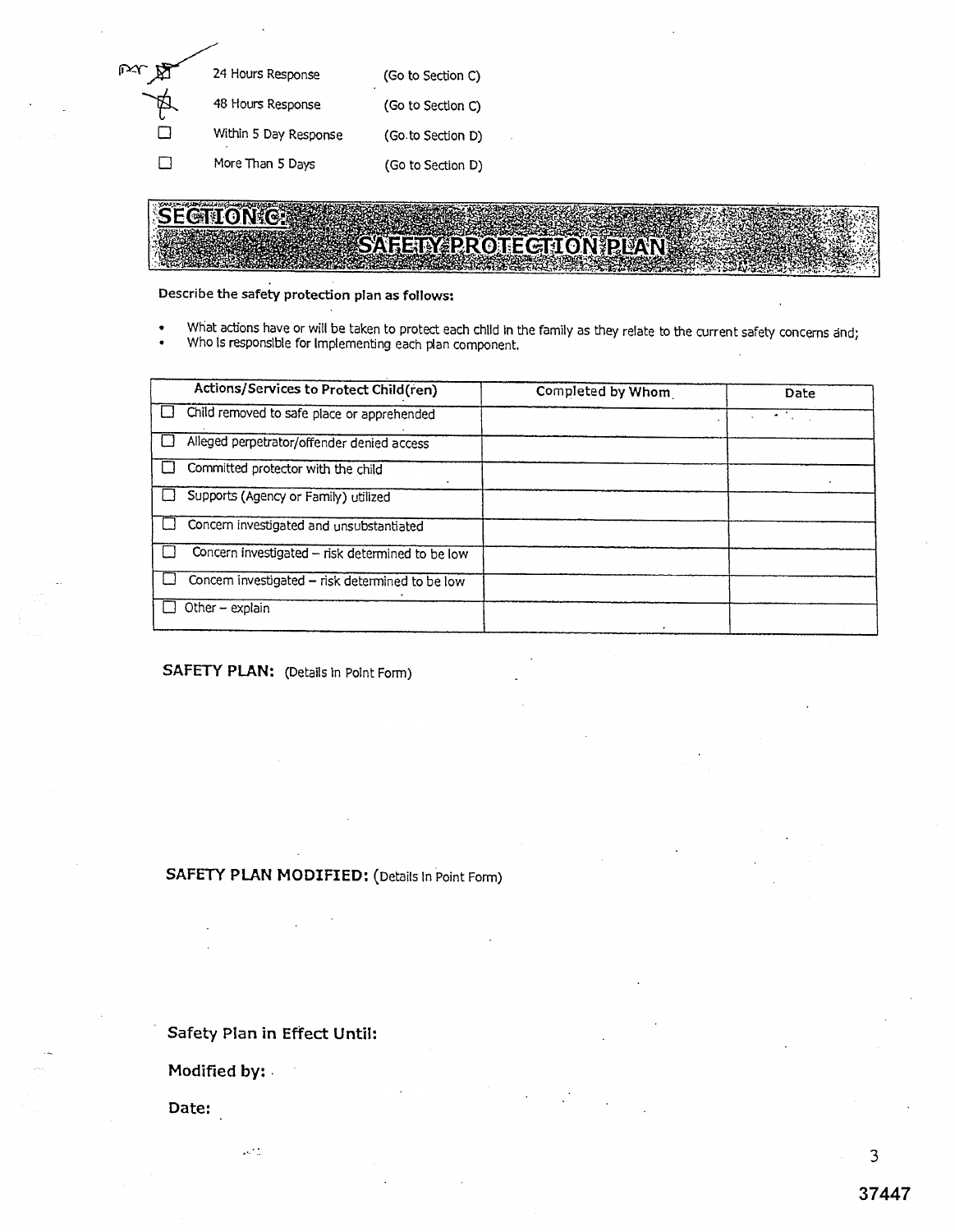- ☒ 24 Hours Response (Go to Section C)
- ☒ 48 Hours Response (Go to Section C)
- ☐ Within 5 Day Response (Go to Section D)
- ☐ More Than 5 Days (Go to Section D)

## SECTION C: SAFETY PROTECTION PLAN

**Describe the safety protection plan as follows:**

- What actions have or will be taken to protect each child in the family as they relate to the current safety concerns and;
- Who is responsible for implementing each plan component.

| Actions/Services to Protect Child(ren) | Completed by Whom | Date |
|---|---|---|
| ☐ Child removed to safe place or apprehended | | |
| ☐ Alleged perpetrator/offender denied access | | |
| ☐ Committed protector with the child | | |
| ☐ Supports (Agency or Family) utilized | | |
| ☐ Concern investigated and unsubstantiated | | |
| ☐ Concern investigated – risk determined to be low | | |
| ☐ Concern investigated – risk determined to be low | | |
| ☐ Other – explain | | |

**SAFETY PLAN:** (Details in Point Form)

**SAFETY PLAN MODIFIED:** (Details in Point Form)

**Safety Plan in Effect Until:**

**Modified by:**

**Date:**

37447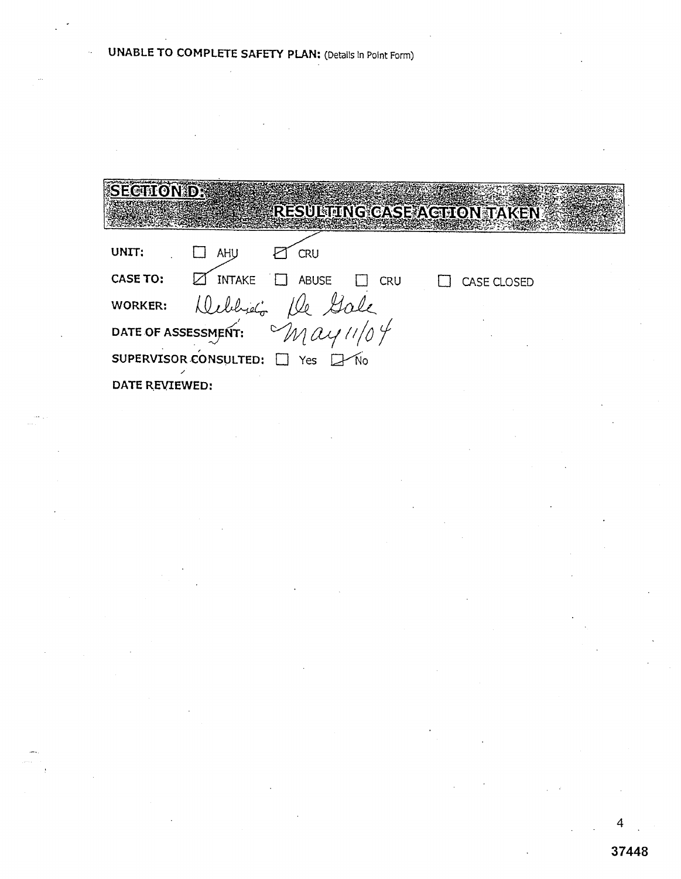**UNABLE TO COMPLETE SAFETY PLAN:** (Details in Point Form)

## SECTION D:

### RESULTING CASE ACTION TAKEN

**UNIT:** ☐ AHU ☑ CRU

**CASE TO:** ☑ INTAKE ☐ ABUSE ☐ CRU ☐ CASE CLOSED

**WORKER:** Debbie De Gale

**DATE OF ASSESSMENT:** May 11/04

**SUPERVISOR CONSULTED:** ☐ Yes ☑ No

**DATE REVIEWED:**

37448